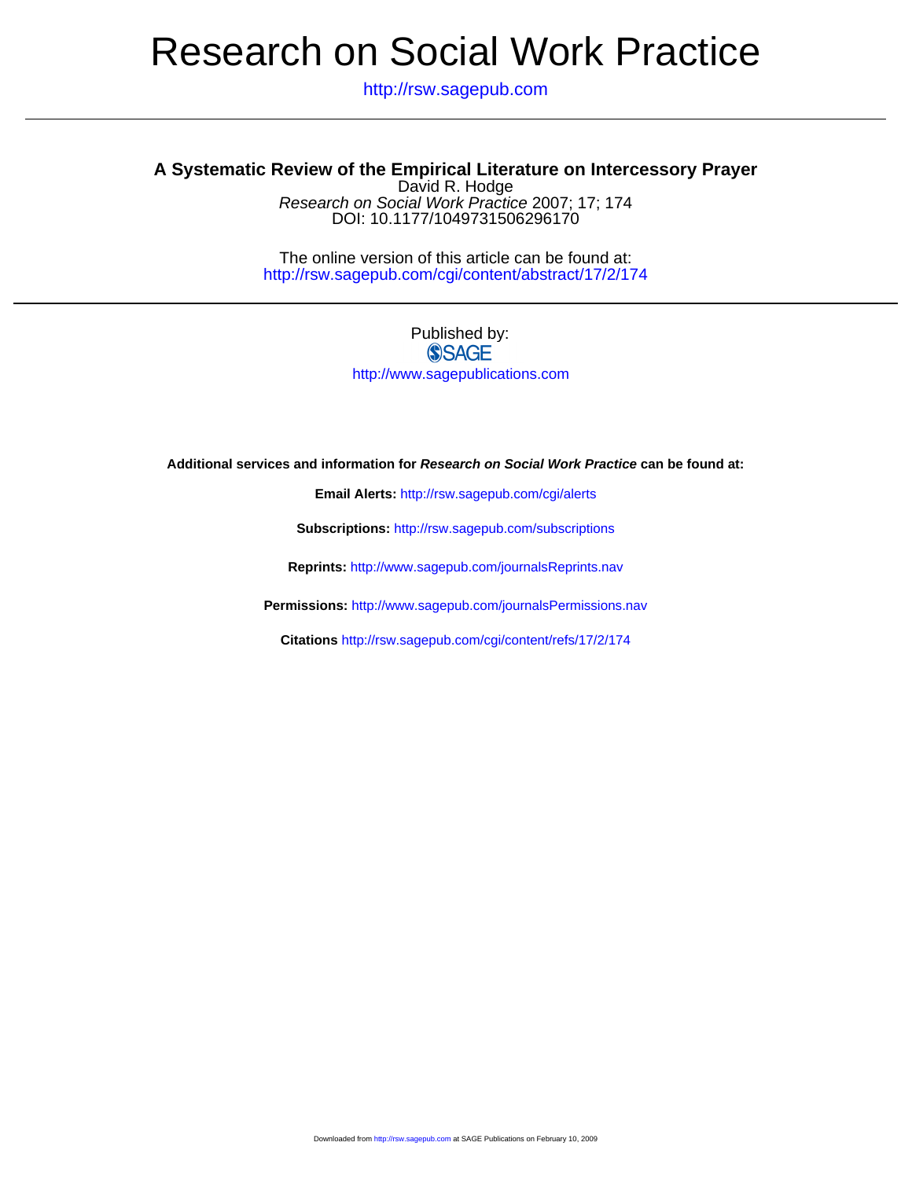# Research on Social Work Practice

http://rsw.sagepub.com

## A Systematic Review of the Empirical Literature on Intercessory Prayer

David R. Hodge

*Research on Social Work Practice* 2007; 17; 174

DOI: 10.1177/1049731506296170

The online version of this article can be found at:
http://rsw.sagepub.com/cgi/content/abstract/17/2/174

Published by:

SAGE

http://www.sagepublications.com

**Additional services and information for *Research on Social Work Practice* can be found at:**

**Email Alerts:** http://rsw.sagepub.com/cgi/alerts

**Subscriptions:** http://rsw.sagepub.com/subscriptions

**Reprints:** http://www.sagepub.com/journalsReprints.nav

**Permissions:** http://www.sagepub.com/journalsPermissions.nav

**Citations** http://rsw.sagepub.com/cgi/content/refs/17/2/174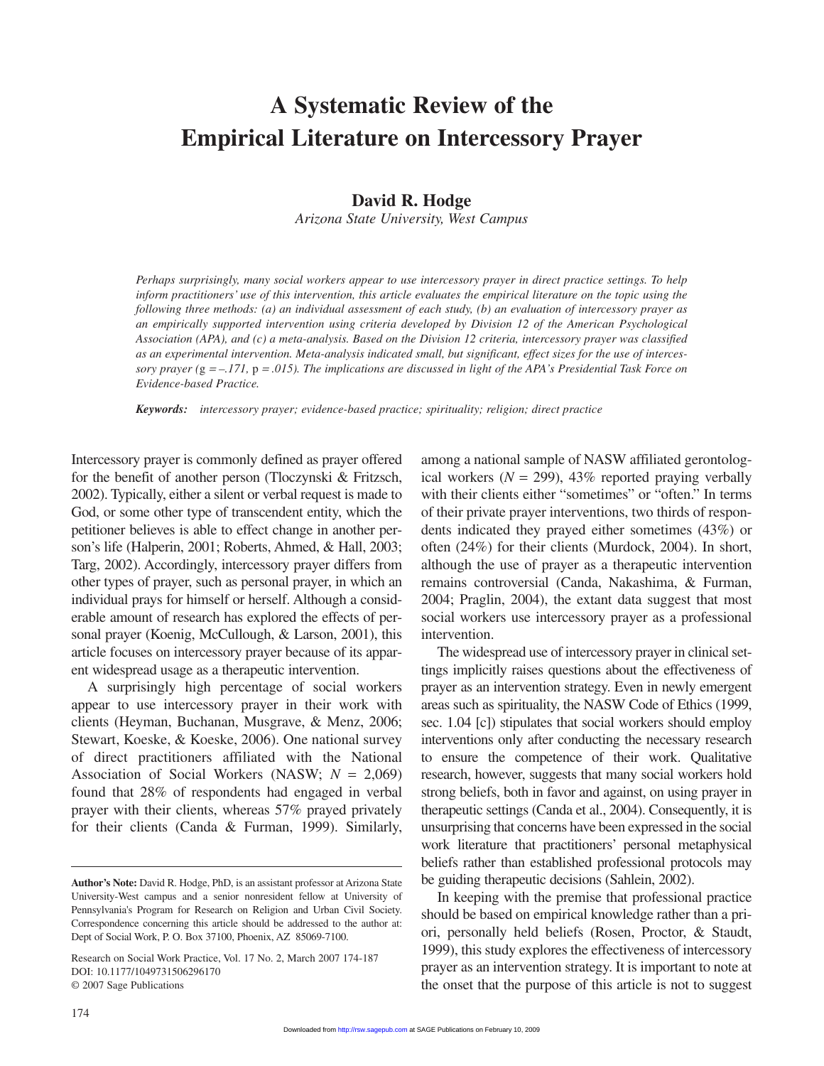# A Systematic Review of the Empirical Literature on Intercessory Prayer

**David R. Hodge**
*Arizona State University, West Campus*

*Perhaps surprisingly, many social workers appear to use intercessory prayer in direct practice settings. To help inform practitioners' use of this intervention, this article evaluates the empirical literature on the topic using the following three methods: (a) an individual assessment of each study, (b) an evaluation of intercessory prayer as an empirically supported intervention using criteria developed by Division 12 of the American Psychological Association (APA), and (c) a meta-analysis. Based on the Division 12 criteria, intercessory prayer was classified as an experimental intervention. Meta-analysis indicated small, but significant, effect sizes for the use of intercessory prayer (*$g = -.171$*,* $p = .015$*). The implications are discussed in light of the APA's Presidential Task Force on Evidence-based Practice.*

***Keywords:*** *intercessory prayer; evidence-based practice; spirituality; religion; direct practice*

Intercessory prayer is commonly defined as prayer offered for the benefit of another person (Tloczynski & Fritzsch, 2002). Typically, either a silent or verbal request is made to God, or some other type of transcendent entity, which the petitioner believes is able to effect change in another person's life (Halperin, 2001; Roberts, Ahmed, & Hall, 2003; Targ, 2002). Accordingly, intercessory prayer differs from other types of prayer, such as personal prayer, in which an individual prays for himself or herself. Although a considerable amount of research has explored the effects of personal prayer (Koenig, McCullough, & Larson, 2001), this article focuses on intercessory prayer because of its apparent widespread usage as a therapeutic intervention.

A surprisingly high percentage of social workers appear to use intercessory prayer in their work with clients (Heyman, Buchanan, Musgrave, & Menz, 2006; Stewart, Koeske, & Koeske, 2006). One national survey of direct practitioners affiliated with the National Association of Social Workers (NASW; $N$ = 2,069) found that 28% of respondents had engaged in verbal prayer with their clients, whereas 57% prayed privately for their clients (Canda & Furman, 1999). Similarly, among a national sample of NASW affiliated gerontological workers ($N$ = 299), 43% reported praying verbally with their clients either "sometimes" or "often." In terms of their private prayer interventions, two thirds of respondents indicated they prayed either sometimes (43%) or often (24%) for their clients (Murdock, 2004). In short, although the use of prayer as a therapeutic intervention remains controversial (Canda, Nakashima, & Furman, 2004; Praglin, 2004), the extant data suggest that most social workers use intercessory prayer as a professional intervention.

The widespread use of intercessory prayer in clinical settings implicitly raises questions about the effectiveness of prayer as an intervention strategy. Even in newly emergent areas such as spirituality, the NASW Code of Ethics (1999, sec. 1.04 [c]) stipulates that social workers should employ interventions only after conducting the necessary research to ensure the competence of their work. Qualitative research, however, suggests that many social workers hold strong beliefs, both in favor and against, on using prayer in therapeutic settings (Canda et al., 2004). Consequently, it is unsurprising that concerns have been expressed in the social work literature that practitioners' personal metaphysical beliefs rather than established professional protocols may be guiding therapeutic decisions (Sahlein, 2002).

In keeping with the premise that professional practice should be based on empirical knowledge rather than a priori, personally held beliefs (Rosen, Proctor, & Staudt, 1999), this study explores the effectiveness of intercessory prayer as an intervention strategy. It is important to note at the onset that the purpose of this article is not to suggest

---

**Author's Note:** David R. Hodge, PhD, is an assistant professor at Arizona State University-West campus and a senior nonresident fellow at University of Pennsylvania's Program for Research on Religion and Urban Civil Society. Correspondence concerning this article should be addressed to the author at: Dept of Social Work, P. O. Box 37100, Phoenix, AZ 85069-7100.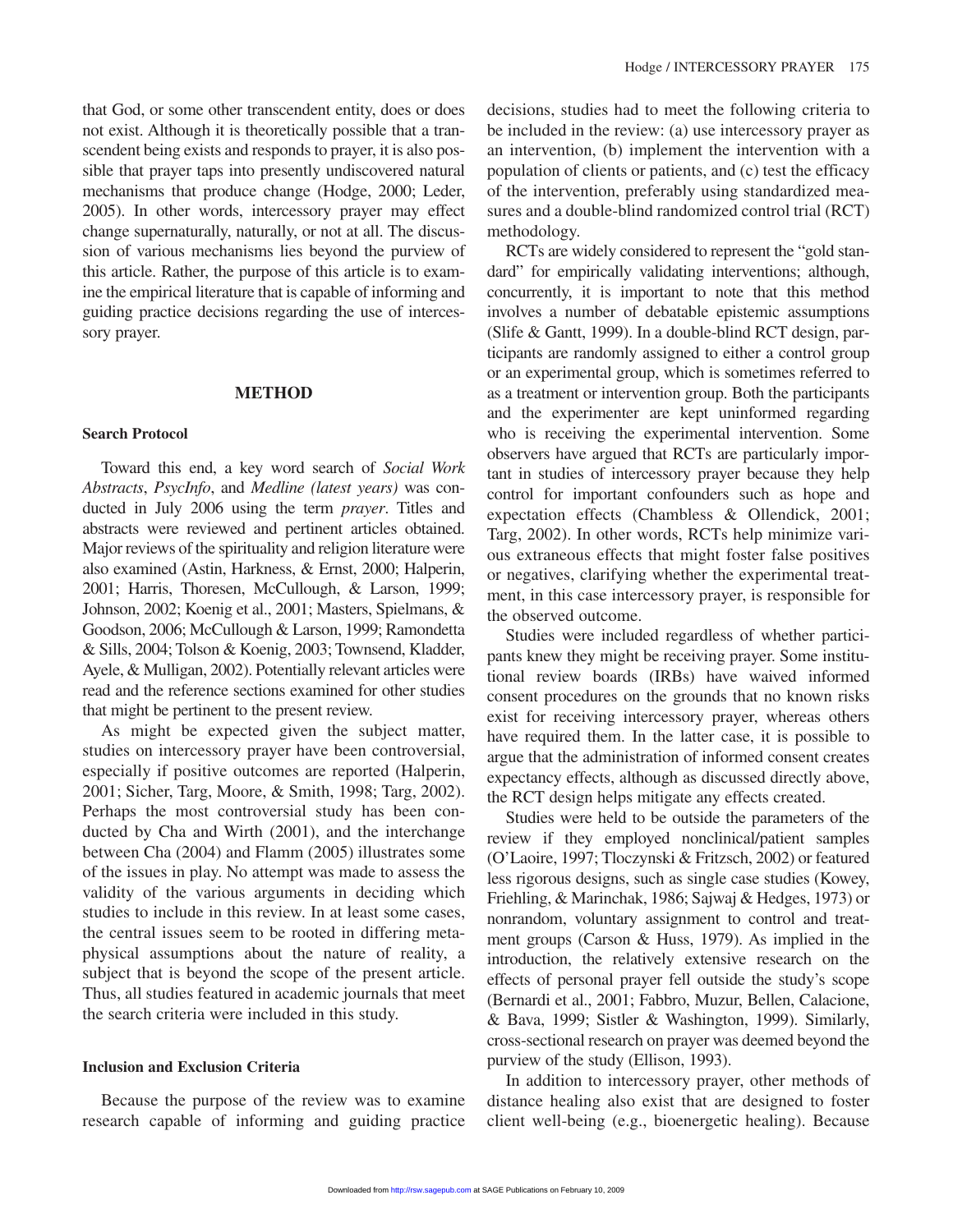that God, or some other transcendent entity, does or does not exist. Although it is theoretically possible that a transcendent being exists and responds to prayer, it is also possible that prayer taps into presently undiscovered natural mechanisms that produce change (Hodge, 2000; Leder, 2005). In other words, intercessory prayer may effect change supernaturally, naturally, or not at all. The discussion of various mechanisms lies beyond the purview of this article. Rather, the purpose of this article is to examine the empirical literature that is capable of informing and guiding practice decisions regarding the use of intercessory prayer.

## METHOD

### Search Protocol

Toward this end, a key word search of *Social Work Abstracts*, *PsycInfo*, and *Medline (latest years)* was conducted in July 2006 using the term *prayer*. Titles and abstracts were reviewed and pertinent articles obtained. Major reviews of the spirituality and religion literature were also examined (Astin, Harkness, & Ernst, 2000; Halperin, 2001; Harris, Thoresen, McCullough, & Larson, 1999; Johnson, 2002; Koenig et al., 2001; Masters, Spielmans, & Goodson, 2006; McCullough & Larson, 1999; Ramondetta & Sills, 2004; Tolson & Koenig, 2003; Townsend, Kladder, Ayele, & Mulligan, 2002). Potentially relevant articles were read and the reference sections examined for other studies that might be pertinent to the present review.

As might be expected given the subject matter, studies on intercessory prayer have been controversial, especially if positive outcomes are reported (Halperin, 2001; Sicher, Targ, Moore, & Smith, 1998; Targ, 2002). Perhaps the most controversial study has been conducted by Cha and Wirth (2001), and the interchange between Cha (2004) and Flamm (2005) illustrates some of the issues in play. No attempt was made to assess the validity of the various arguments in deciding which studies to include in this review. In at least some cases, the central issues seem to be rooted in differing metaphysical assumptions about the nature of reality, a subject that is beyond the scope of the present article. Thus, all studies featured in academic journals that meet the search criteria were included in this study.

### Inclusion and Exclusion Criteria

Because the purpose of the review was to examine research capable of informing and guiding practice decisions, studies had to meet the following criteria to be included in the review: (a) use intercessory prayer as an intervention, (b) implement the intervention with a population of clients or patients, and (c) test the efficacy of the intervention, preferably using standardized measures and a double-blind randomized control trial (RCT) methodology.

RCTs are widely considered to represent the "gold standard" for empirically validating interventions; although, concurrently, it is important to note that this method involves a number of debatable epistemic assumptions (Slife & Gantt, 1999). In a double-blind RCT design, participants are randomly assigned to either a control group or an experimental group, which is sometimes referred to as a treatment or intervention group. Both the participants and the experimenter are kept uninformed regarding who is receiving the experimental intervention. Some observers have argued that RCTs are particularly important in studies of intercessory prayer because they help control for important confounders such as hope and expectation effects (Chambless & Ollendick, 2001; Targ, 2002). In other words, RCTs help minimize various extraneous effects that might foster false positives or negatives, clarifying whether the experimental treatment, in this case intercessory prayer, is responsible for the observed outcome.

Studies were included regardless of whether participants knew they might be receiving prayer. Some institutional review boards (IRBs) have waived informed consent procedures on the grounds that no known risks exist for receiving intercessory prayer, whereas others have required them. In the latter case, it is possible to argue that the administration of informed consent creates expectancy effects, although as discussed directly above, the RCT design helps mitigate any effects created.

Studies were held to be outside the parameters of the review if they employed nonclinical/patient samples (O'Laoire, 1997; Tloczynski & Fritzsch, 2002) or featured less rigorous designs, such as single case studies (Kowey, Friehling, & Marinchak, 1986; Sajwaj & Hedges, 1973) or nonrandom, voluntary assignment to control and treatment groups (Carson & Huss, 1979). As implied in the introduction, the relatively extensive research on the effects of personal prayer fell outside the study's scope (Bernardi et al., 2001; Fabbro, Muzur, Bellen, Calacione, & Bava, 1999; Sistler & Washington, 1999). Similarly, cross-sectional research on prayer was deemed beyond the purview of the study (Ellison, 1993).

In addition to intercessory prayer, other methods of distance healing also exist that are designed to foster client well-being (e.g., bioenergetic healing). Because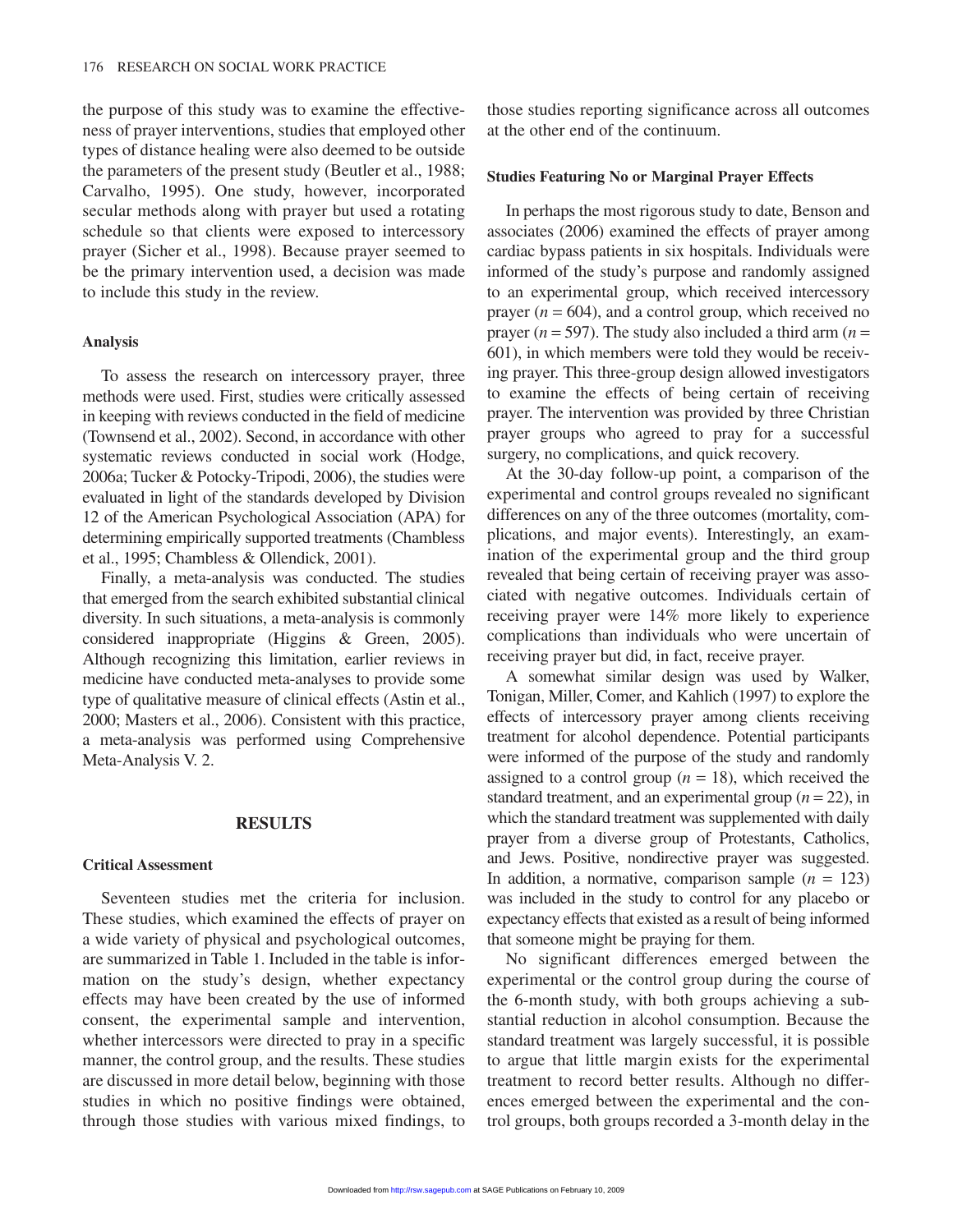the purpose of this study was to examine the effectiveness of prayer interventions, studies that employed other types of distance healing were also deemed to be outside the parameters of the present study (Beutler et al., 1988; Carvalho, 1995). One study, however, incorporated secular methods along with prayer but used a rotating schedule so that clients were exposed to intercessory prayer (Sicher et al., 1998). Because prayer seemed to be the primary intervention used, a decision was made to include this study in the review.

### Analysis

To assess the research on intercessory prayer, three methods were used. First, studies were critically assessed in keeping with reviews conducted in the field of medicine (Townsend et al., 2002). Second, in accordance with other systematic reviews conducted in social work (Hodge, 2006a; Tucker & Potocky-Tripodi, 2006), the studies were evaluated in light of the standards developed by Division 12 of the American Psychological Association (APA) for determining empirically supported treatments (Chambless et al., 1995; Chambless & Ollendick, 2001).

Finally, a meta-analysis was conducted. The studies that emerged from the search exhibited substantial clinical diversity. In such situations, a meta-analysis is commonly considered inappropriate (Higgins & Green, 2005). Although recognizing this limitation, earlier reviews in medicine have conducted meta-analyses to provide some type of qualitative measure of clinical effects (Astin et al., 2000; Masters et al., 2006). Consistent with this practice, a meta-analysis was performed using Comprehensive Meta-Analysis V. 2.

## RESULTS

### Critical Assessment

Seventeen studies met the criteria for inclusion. These studies, which examined the effects of prayer on a wide variety of physical and psychological outcomes, are summarized in Table 1. Included in the table is information on the study's design, whether expectancy effects may have been created by the use of informed consent, the experimental sample and intervention, whether intercessors were directed to pray in a specific manner, the control group, and the results. These studies are discussed in more detail below, beginning with those studies in which no positive findings were obtained, through those studies with various mixed findings, to those studies reporting significance across all outcomes at the other end of the continuum.

### Studies Featuring No or Marginal Prayer Effects

In perhaps the most rigorous study to date, Benson and associates (2006) examined the effects of prayer among cardiac bypass patients in six hospitals. Individuals were informed of the study's purpose and randomly assigned to an experimental group, which received intercessory prayer ($n = 604$), and a control group, which received no prayer ($n = 597$). The study also included a third arm ($n = 601$), in which members were told they would be receiving prayer. This three-group design allowed investigators to examine the effects of being certain of receiving prayer. The intervention was provided by three Christian prayer groups who agreed to pray for a successful surgery, no complications, and quick recovery.

At the 30-day follow-up point, a comparison of the experimental and control groups revealed no significant differences on any of the three outcomes (mortality, complications, and major events). Interestingly, an examination of the experimental group and the third group revealed that being certain of receiving prayer was associated with negative outcomes. Individuals certain of receiving prayer were 14% more likely to experience complications than individuals who were uncertain of receiving prayer but did, in fact, receive prayer.

A somewhat similar design was used by Walker, Tonigan, Miller, Comer, and Kahlich (1997) to explore the effects of intercessory prayer among clients receiving treatment for alcohol dependence. Potential participants were informed of the purpose of the study and randomly assigned to a control group ($n = 18$), which received the standard treatment, and an experimental group ($n = 22$), in which the standard treatment was supplemented with daily prayer from a diverse group of Protestants, Catholics, and Jews. Positive, nondirective prayer was suggested. In addition, a normative, comparison sample ($n = 123$) was included in the study to control for any placebo or expectancy effects that existed as a result of being informed that someone might be praying for them.

No significant differences emerged between the experimental or the control group during the course of the 6-month study, with both groups achieving a substantial reduction in alcohol consumption. Because the standard treatment was largely successful, it is possible to argue that little margin exists for the experimental treatment to record better results. Although no differences emerged between the experimental and the control groups, both groups recorded a 3-month delay in the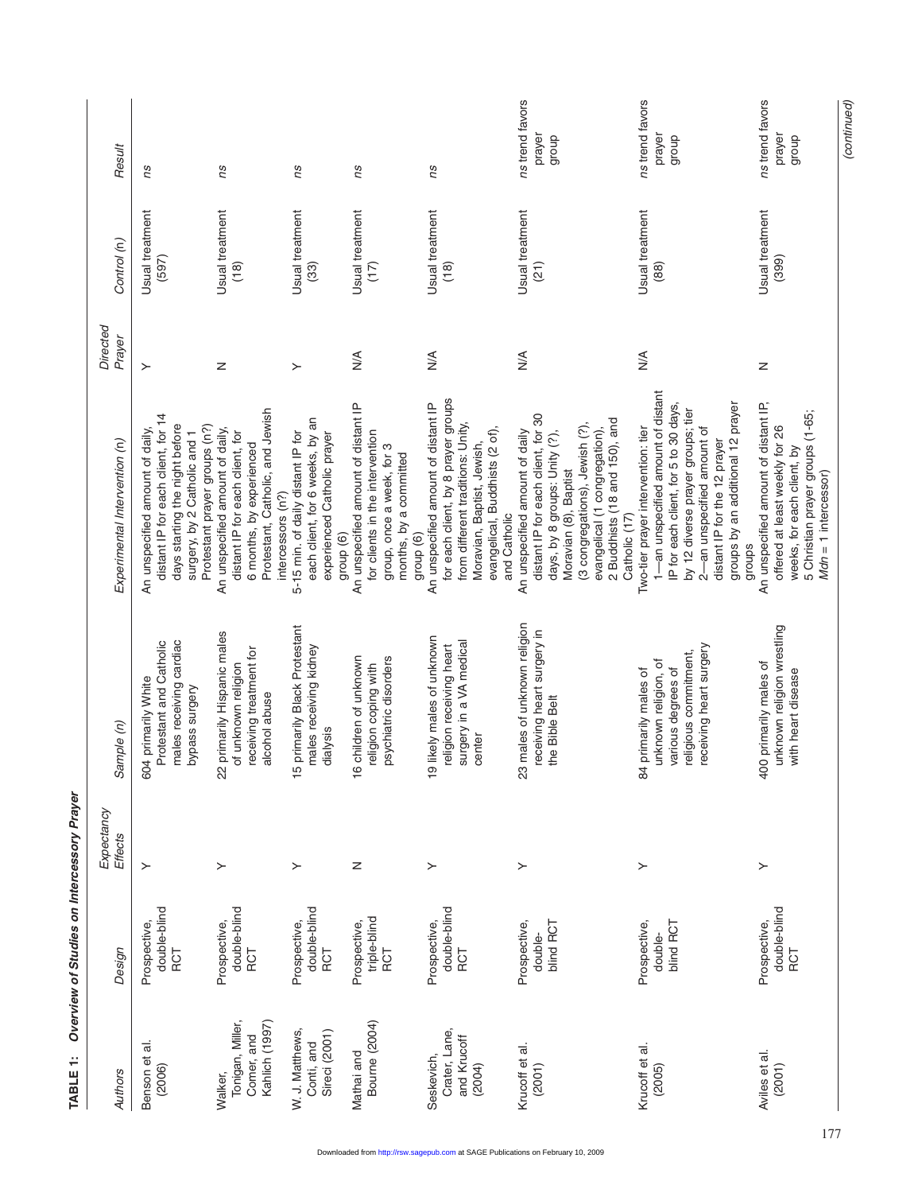**TABLE 1: *Overview of Studies on Intercessory Prayer***

| *Authors* | *Design* | *Expectancy Effects* | *Sample (n)* | *Experimental Intervention (n)* | *Directed Prayer* | *Control (n)* | *Result* |
|---|---|---|---|---|---|---|---|
| Benson et al. (2006) | Prospective, double-blind RCT | Y | 604 primarily White Protestant and Catholic males receiving cardiac bypass surgery | An unspecified amount of daily, distant IP for each client, for 14 days starting the night before surgery, by 2 Catholic and 1 Protestant prayer groups (n?) | Y | Usual treatment (597) | *ns* |
| Walker, Tonigan, Miller, Comer, and Kahlich (1997) | Prospective, double-blind RCT | Y | 22 primarily Hispanic males of unknown religion receiving treatment for alcohol abuse | An unspecified amount of daily, distant IP for each client, for 6 months, by experienced Protestant, Catholic, and Jewish intercessors (n?) | N | Usual treatment (18) | *ns* |
| W. J. Matthews, Conti, and Sireci (2001) | Prospective, double-blind RCT | Y | 15 primarily Black Protestant males receiving kidney dialysis | 5-15 min. of daily distant IP for each client, for 6 weeks, by an experienced Catholic prayer group (6) | Y | Usual treatment (33) | *ns* |
| Mathai and Bourne (2004) | Prospective, triple-blind RCT | N | 16 children of unknown religion coping with psychiatric disorders | An unspecified amount of distant IP for clients in the intervention group, once a week, for 3 months, by a committed group (6) | N/A | Usual treatment (17) | *ns* |
| Seskevich, Crater, Lane, and Krucoff (2004) | Prospective, double-blind RCT | Y | 19 likely males of unknown religion receiving heart surgery in a VA medical center | An unspecified amount of distant IP for each client, by 8 prayer groups from different traditions: Unity, Moravian, Baptist, Jewish, evangelical, Buddhists (2 of), and Catholic | N/A | Usual treatment (18) | *ns* |
| Krucoff et al. (2001) | Prospective, double-blind RCT | Y | 23 males of unknown religion receiving heart surgery in the Bible Belt | An unspecified amount of daily distant IP for each client, for 30 days, by 8 groups: Unity (?), Moravian (8), Baptist (3 congregations), Jewish (?), evangelical (1 congregation), 2 Buddhists (18 and 150), and Catholic (17) | N/A | Usual treatment (21) | *ns* trend favors prayer group |
| Krucoff et al. (2005) | Prospective, double-blind RCT | Y | 84 primarily males of unknown religion, of various degrees of religious commitment, receiving heart surgery | Two-tier prayer intervention: tier 1—an unspecified amount of distant IP for each client, for 5 to 30 days, by 12 diverse prayer groups; tier 2—an unspecified amount of distant IP for the 12 prayer groups by an additional 12 prayer groups | N/A | Usual treatment (88) | *ns* trend favors prayer group |
| Aviles et al. (2001) | Prospective, double-blind RCT | Y | 400 primarily males of unknown religion wrestling with heart disease | An unspecified amount of distant IP, offered at least weekly for 26 weeks, for each client, by 5 Christian prayer groups (1-65; *Mdn* = 1 intercessor) | N | Usual treatment (399) | *ns* trend favors prayer group |

*(continued)*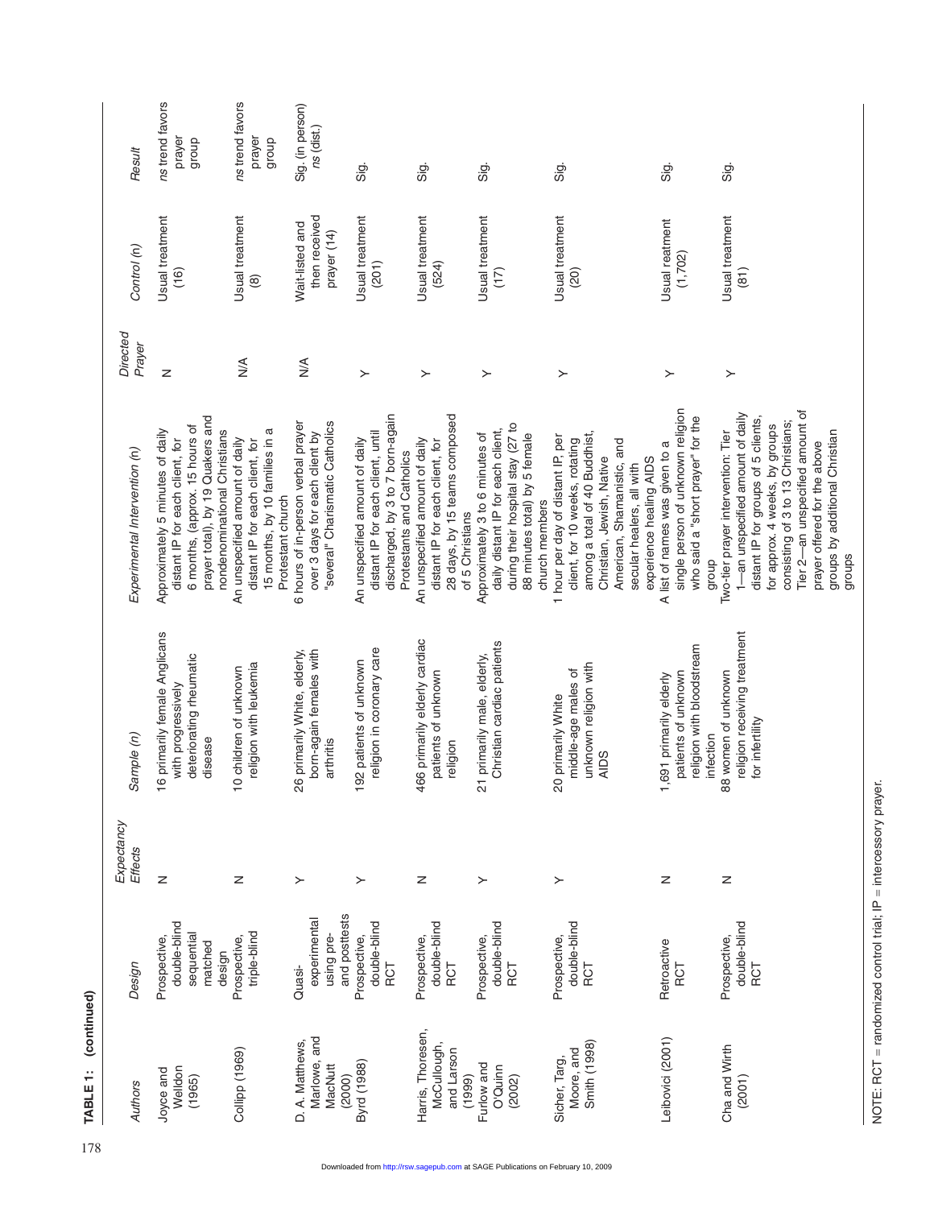**TABLE 1: (continued)**

| Authors | Design | Expectancy Effects | Sample (n) | Experimental Intervention (n) | Directed Prayer | Control (n) | Result |
|---|---|---|---|---|---|---|---|
| Joyce and Welldon (1965) | Prospective, double-blind sequential matched design | N | 16 primarily female Anglicans with progressively deteriorating rheumatic disease | Approximately 5 minutes of daily distant IP for each client, for 6 months, (approx. 15 hours of prayer total), by 19 Quakers and nondenominational Christians | N | Usual treatment (16) | *ns* trend favors prayer group |
| Collipp (1969) | Prospective, triple-blind | N | 10 children of unknown religion with leukemia | An unspecified amount of daily distant IP for each client, for 15 months, by 10 families in a Protestant church | N/A | Usual treatment (8) | *ns* trend favors prayer group |
| D. A. Matthews, Marlowe, and MacNutt (2000) | Quasi-experimental using pre- and posttests | Y | 26 primarily White, elderly, born-again females with arthritis | 6 hours of in-person verbal prayer over 3 days for each client by "several" Charismatic Catholics | N/A | Wait-listed and then received prayer (14) | Sig. (in person) *ns* (dist.) |
| Byrd (1988) | Prospective, double-blind RCT | Y | 192 patients of unknown religion in coronary care | An unspecified amount of daily distant IP for each client, until discharged, by 3 to 7 born-again Protestants and Catholics | Y | Usual treatment (201) | Sig. |
| Harris, Thoresen, McCullough, and Larson (1999) | Prospective, double-blind RCT | N | 466 primarily elderly cardiac patients of unknown religion | An unspecified amount of daily distant IP for each client, for 28 days, by 15 teams composed of 5 Christians | Y | Usual treatment (524) | Sig. |
| Furlow and O'Quinn (2002) | Prospective, double-blind RCT | Y | 21 primarily male, elderly, Christian cardiac patients | Approximately 3 to 6 minutes of daily distant IP for each client, during their hospital stay (27 to 88 minutes total) by 5 female church members | Y | Usual treatment (17) | Sig. |
| Sicher, Targ, Moore, and Smith (1998) | Prospective, double-blind RCT | Y | 20 primarily White middle-age males of unknown religion with AIDS | 1 hour per day of distant IP, per client, for 10 weeks, rotating among a total of 40 Buddhist, Christian, Jewish, Native American, Shamanistic, and secular healers, all with experience healing AIDS | Y | Usual treatment (20) | Sig. |
| Leibovici (2001) | Retroactive RCT | N | 1,691 primarily elderly patients of unknown religion with bloodstream infection | A list of names was given to a single person of unknown religion who said a "short prayer" for the group | Y | Usual reatment (1,702) | Sig. |
| Cha and Wirth (2001) | Prospective, double-blind RCT | N | 88 women of unknown religion receiving treatment for infertility | Two-tier prayer intervention: Tier 1—an unspecified amount of daily distant IP for groups of 5 clients, for approx. 4 weeks, by groups consisting of 3 to 13 Christians; Tier 2—an unspecified amount of prayer offered for the above groups by additional Christian groups | Y | Usual treatment (81) | Sig. |

NOTE: RCT = randomized control trial; IP = intercessory prayer.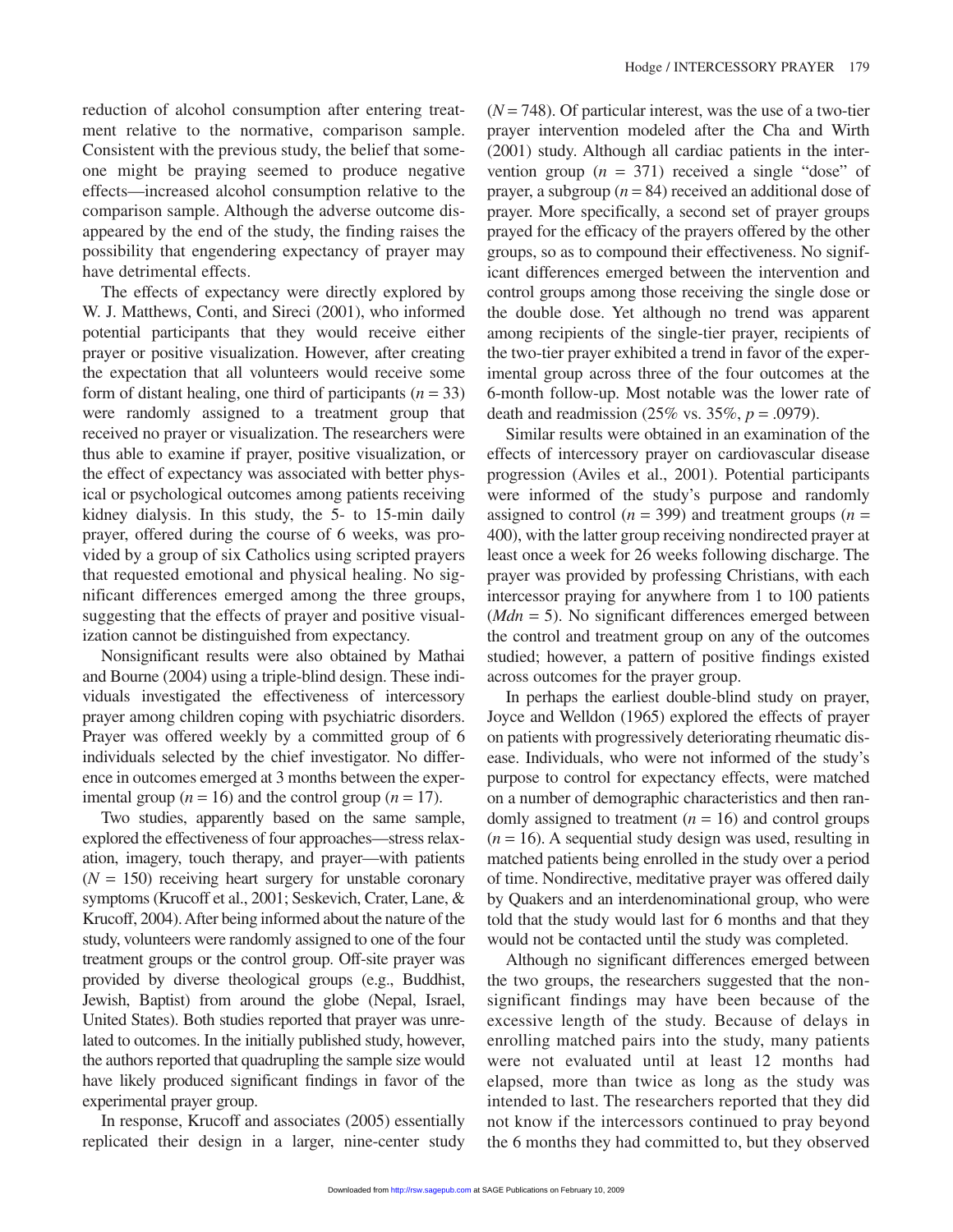reduction of alcohol consumption after entering treatment relative to the normative, comparison sample. Consistent with the previous study, the belief that someone might be praying seemed to produce negative effects—increased alcohol consumption relative to the comparison sample. Although the adverse outcome disappeared by the end of the study, the finding raises the possibility that engendering expectancy of prayer may have detrimental effects.

The effects of expectancy were directly explored by W. J. Matthews, Conti, and Sireci (2001), who informed potential participants that they would receive either prayer or positive visualization. However, after creating the expectation that all volunteers would receive some form of distant healing, one third of participants ($n = 33$) were randomly assigned to a treatment group that received no prayer or visualization. The researchers were thus able to examine if prayer, positive visualization, or the effect of expectancy was associated with better physical or psychological outcomes among patients receiving kidney dialysis. In this study, the 5- to 15-min daily prayer, offered during the course of 6 weeks, was provided by a group of six Catholics using scripted prayers that requested emotional and physical healing. No significant differences emerged among the three groups, suggesting that the effects of prayer and positive visualization cannot be distinguished from expectancy.

Nonsignificant results were also obtained by Mathai and Bourne (2004) using a triple-blind design. These individuals investigated the effectiveness of intercessory prayer among children coping with psychiatric disorders. Prayer was offered weekly by a committed group of 6 individuals selected by the chief investigator. No difference in outcomes emerged at 3 months between the experimental group ($n = 16$) and the control group ($n = 17$).

Two studies, apparently based on the same sample, explored the effectiveness of four approaches—stress relaxation, imagery, touch therapy, and prayer—with patients ($N = 150$) receiving heart surgery for unstable coronary symptoms (Krucoff et al., 2001; Seskevich, Crater, Lane, & Krucoff, 2004). After being informed about the nature of the study, volunteers were randomly assigned to one of the four treatment groups or the control group. Off-site prayer was provided by diverse theological groups (e.g., Buddhist, Jewish, Baptist) from around the globe (Nepal, Israel, United States). Both studies reported that prayer was unrelated to outcomes. In the initially published study, however, the authors reported that quadrupling the sample size would have likely produced significant findings in favor of the experimental prayer group.

In response, Krucoff and associates (2005) essentially replicated their design in a larger, nine-center study ($N = 748$). Of particular interest, was the use of a two-tier prayer intervention modeled after the Cha and Wirth (2001) study. Although all cardiac patients in the intervention group ($n = 371$) received a single "dose" of prayer, a subgroup ($n = 84$) received an additional dose of prayer. More specifically, a second set of prayer groups prayed for the efficacy of the prayers offered by the other groups, so as to compound their effectiveness. No significant differences emerged between the intervention and control groups among those receiving the single dose or the double dose. Yet although no trend was apparent among recipients of the single-tier prayer, recipients of the two-tier prayer exhibited a trend in favor of the experimental group across three of the four outcomes at the 6-month follow-up. Most notable was the lower rate of death and readmission (25% vs. 35%, $p = .0979$).

Similar results were obtained in an examination of the effects of intercessory prayer on cardiovascular disease progression (Aviles et al., 2001). Potential participants were informed of the study's purpose and randomly assigned to control ($n = 399$) and treatment groups ($n = 400$), with the latter group receiving nondirected prayer at least once a week for 26 weeks following discharge. The prayer was provided by professing Christians, with each intercessor praying for anywhere from 1 to 100 patients ($Mdn = 5$). No significant differences emerged between the control and treatment group on any of the outcomes studied; however, a pattern of positive findings existed across outcomes for the prayer group.

In perhaps the earliest double-blind study on prayer, Joyce and Welldon (1965) explored the effects of prayer on patients with progressively deteriorating rheumatic disease. Individuals, who were not informed of the study's purpose to control for expectancy effects, were matched on a number of demographic characteristics and then randomly assigned to treatment ($n = 16$) and control groups ($n = 16$). A sequential study design was used, resulting in matched patients being enrolled in the study over a period of time. Nondirective, meditative prayer was offered daily by Quakers and an interdenominational group, who were told that the study would last for 6 months and that they would not be contacted until the study was completed.

Although no significant differences emerged between the two groups, the researchers suggested that the nonsignificant findings may have been because of the excessive length of the study. Because of delays in enrolling matched pairs into the study, many patients were not evaluated until at least 12 months had elapsed, more than twice as long as the study was intended to last. The researchers reported that they did not know if the intercessors continued to pray beyond the 6 months they had committed to, but they observed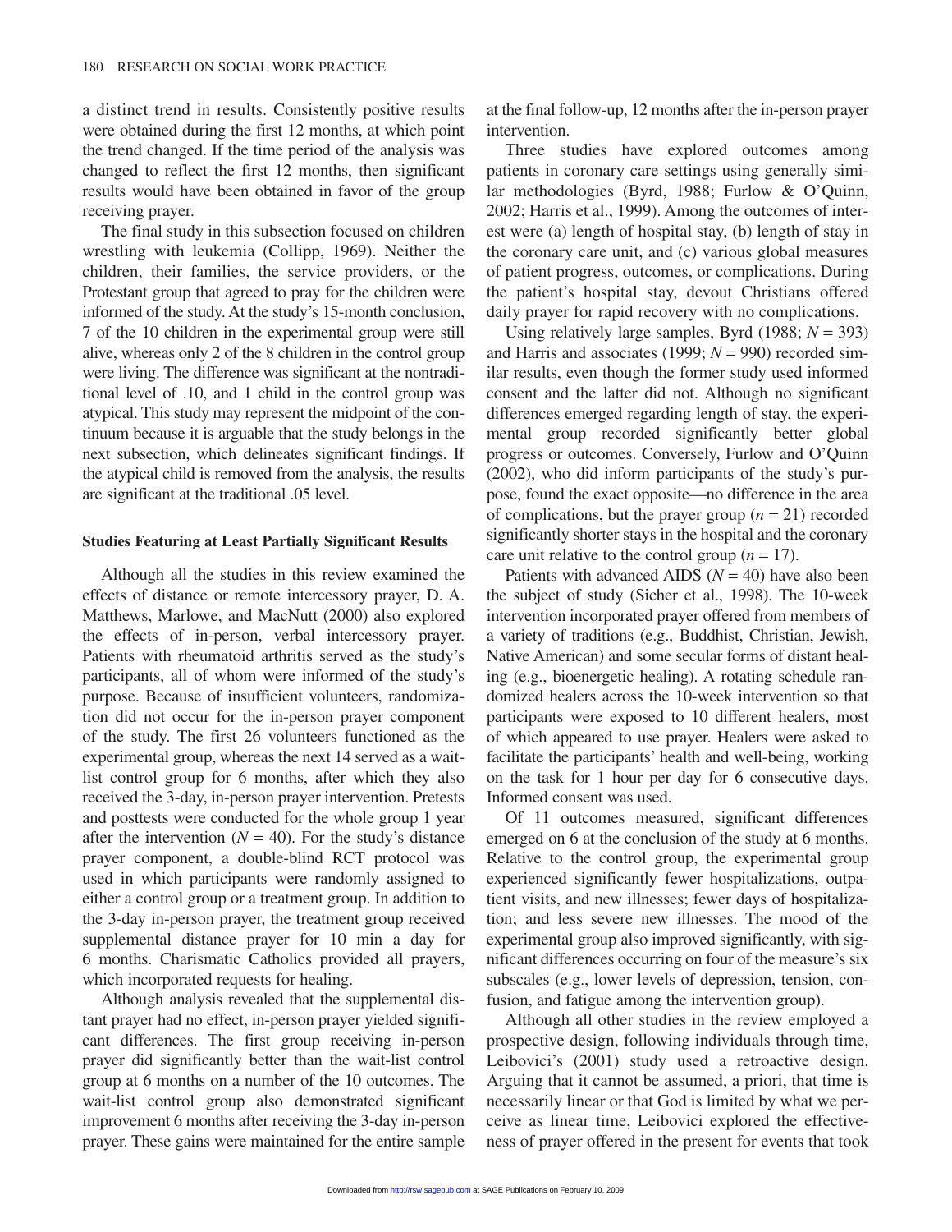a distinct trend in results. Consistently positive results were obtained during the first 12 months, at which point the trend changed. If the time period of the analysis was changed to reflect the first 12 months, then significant results would have been obtained in favor of the group receiving prayer.

The final study in this subsection focused on children wrestling with leukemia (Collipp, 1969). Neither the children, their families, the service providers, or the Protestant group that agreed to pray for the children were informed of the study. At the study's 15-month conclusion, 7 of the 10 children in the experimental group were still alive, whereas only 2 of the 8 children in the control group were living. The difference was significant at the nontraditional level of .10, and 1 child in the control group was atypical. This study may represent the midpoint of the continuum because it is arguable that the study belongs in the next subsection, which delineates significant findings. If the atypical child is removed from the analysis, the results are significant at the traditional .05 level.

### Studies Featuring at Least Partially Significant Results

Although all the studies in this review examined the effects of distance or remote intercessory prayer, D. A. Matthews, Marlowe, and MacNutt (2000) also explored the effects of in-person, verbal intercessory prayer. Patients with rheumatoid arthritis served as the study's participants, all of whom were informed of the study's purpose. Because of insufficient volunteers, randomization did not occur for the in-person prayer component of the study. The first 26 volunteers functioned as the experimental group, whereas the next 14 served as a wait-list control group for 6 months, after which they also received the 3-day, in-person prayer intervention. Pretests and posttests were conducted for the whole group 1 year after the intervention ($N = 40$). For the study's distance prayer component, a double-blind RCT protocol was used in which participants were randomly assigned to either a control group or a treatment group. In addition to the 3-day in-person prayer, the treatment group received supplemental distance prayer for 10 min a day for 6 months. Charismatic Catholics provided all prayers, which incorporated requests for healing.

Although analysis revealed that the supplemental distant prayer had no effect, in-person prayer yielded significant differences. The first group receiving in-person prayer did significantly better than the wait-list control group at 6 months on a number of the 10 outcomes. The wait-list control group also demonstrated significant improvement 6 months after receiving the 3-day in-person prayer. These gains were maintained for the entire sample at the final follow-up, 12 months after the in-person prayer intervention.

Three studies have explored outcomes among patients in coronary care settings using generally similar methodologies (Byrd, 1988; Furlow & O'Quinn, 2002; Harris et al., 1999). Among the outcomes of interest were (a) length of hospital stay, (b) length of stay in the coronary care unit, and (c) various global measures of patient progress, outcomes, or complications. During the patient's hospital stay, devout Christians offered daily prayer for rapid recovery with no complications.

Using relatively large samples, Byrd (1988; $N = 393$) and Harris and associates (1999; $N = 990$) recorded similar results, even though the former study used informed consent and the latter did not. Although no significant differences emerged regarding length of stay, the experimental group recorded significantly better global progress or outcomes. Conversely, Furlow and O'Quinn (2002), who did inform participants of the study's purpose, found the exact opposite—no difference in the area of complications, but the prayer group ($n = 21$) recorded significantly shorter stays in the hospital and the coronary care unit relative to the control group ($n = 17$).

Patients with advanced AIDS ($N = 40$) have also been the subject of study (Sicher et al., 1998). The 10-week intervention incorporated prayer offered from members of a variety of traditions (e.g., Buddhist, Christian, Jewish, Native American) and some secular forms of distant healing (e.g., bioenergetic healing). A rotating schedule randomized healers across the 10-week intervention so that participants were exposed to 10 different healers, most of which appeared to use prayer. Healers were asked to facilitate the participants' health and well-being, working on the task for 1 hour per day for 6 consecutive days. Informed consent was used.

Of 11 outcomes measured, significant differences emerged on 6 at the conclusion of the study at 6 months. Relative to the control group, the experimental group experienced significantly fewer hospitalizations, outpatient visits, and new illnesses; fewer days of hospitalization; and less severe new illnesses. The mood of the experimental group also improved significantly, with significant differences occurring on four of the measure's six subscales (e.g., lower levels of depression, tension, confusion, and fatigue among the intervention group).

Although all other studies in the review employed a prospective design, following individuals through time, Leibovici's (2001) study used a retroactive design. Arguing that it cannot be assumed, a priori, that time is necessarily linear or that God is limited by what we perceive as linear time, Leibovici explored the effectiveness of prayer offered in the present for events that took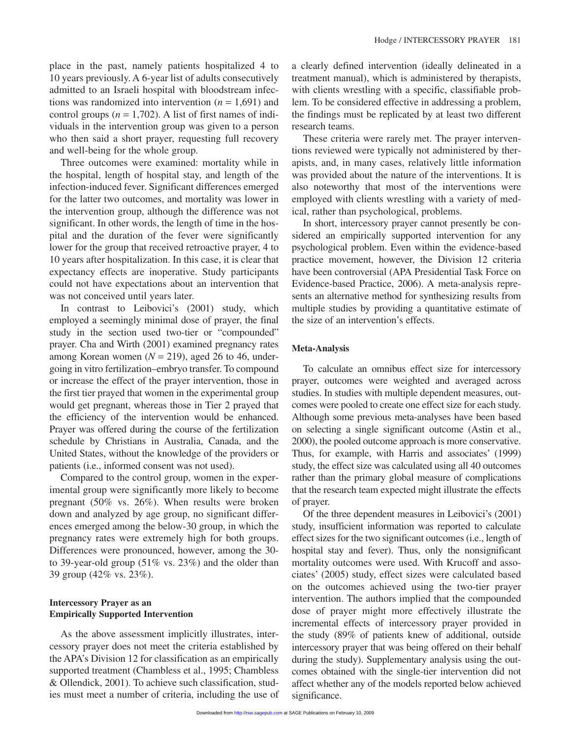place in the past, namely patients hospitalized 4 to 10 years previously. A 6-year list of adults consecutively admitted to an Israeli hospital with bloodstream infections was randomized into intervention ($n$ = 1,691) and control groups ($n$ = 1,702). A list of first names of individuals in the intervention group was given to a person who then said a short prayer, requesting full recovery and well-being for the whole group.

Three outcomes were examined: mortality while in the hospital, length of hospital stay, and length of the infection-induced fever. Significant differences emerged for the latter two outcomes, and mortality was lower in the intervention group, although the difference was not significant. In other words, the length of time in the hospital and the duration of the fever were significantly lower for the group that received retroactive prayer, 4 to 10 years after hospitalization. In this case, it is clear that expectancy effects are inoperative. Study participants could not have expectations about an intervention that was not conceived until years later.

In contrast to Leibovici's (2001) study, which employed a seemingly minimal dose of prayer, the final study in the section used two-tier or "compounded" prayer. Cha and Wirth (2001) examined pregnancy rates among Korean women ($N$ = 219), aged 26 to 46, undergoing in vitro fertilization–embryo transfer. To compound or increase the effect of the prayer intervention, those in the first tier prayed that women in the experimental group would get pregnant, whereas those in Tier 2 prayed that the efficiency of the intervention would be enhanced. Prayer was offered during the course of the fertilization schedule by Christians in Australia, Canada, and the United States, without the knowledge of the providers or patients (i.e., informed consent was not used).

Compared to the control group, women in the experimental group were significantly more likely to become pregnant (50% vs. 26%). When results were broken down and analyzed by age group, no significant differences emerged among the below-30 group, in which the pregnancy rates were extremely high for both groups. Differences were pronounced, however, among the 30- to 39-year-old group (51% vs. 23%) and the older than 39 group (42% vs. 23%).

### Intercessory Prayer as an Empirically Supported Intervention

As the above assessment implicitly illustrates, intercessory prayer does not meet the criteria established by the APA's Division 12 for classification as an empirically supported treatment (Chambless et al., 1995; Chambless & Ollendick, 2001). To achieve such classification, studies must meet a number of criteria, including the use of a clearly defined intervention (ideally delineated in a treatment manual), which is administered by therapists, with clients wrestling with a specific, classifiable problem. To be considered effective in addressing a problem, the findings must be replicated by at least two different research teams.

These criteria were rarely met. The prayer interventions reviewed were typically not administered by therapists, and, in many cases, relatively little information was provided about the nature of the interventions. It is also noteworthy that most of the interventions were employed with clients wrestling with a variety of medical, rather than psychological, problems.

In short, intercessory prayer cannot presently be considered an empirically supported intervention for any psychological problem. Even within the evidence-based practice movement, however, the Division 12 criteria have been controversial (APA Presidential Task Force on Evidence-based Practice, 2006). A meta-analysis represents an alternative method for synthesizing results from multiple studies by providing a quantitative estimate of the size of an intervention's effects.

### Meta-Analysis

To calculate an omnibus effect size for intercessory prayer, outcomes were weighted and averaged across studies. In studies with multiple dependent measures, outcomes were pooled to create one effect size for each study. Although some previous meta-analyses have been based on selecting a single significant outcome (Astin et al., 2000), the pooled outcome approach is more conservative. Thus, for example, with Harris and associates' (1999) study, the effect size was calculated using all 40 outcomes rather than the primary global measure of complications that the research team expected might illustrate the effects of prayer.

Of the three dependent measures in Leibovici's (2001) study, insufficient information was reported to calculate effect sizes for the two significant outcomes (i.e., length of hospital stay and fever). Thus, only the nonsignificant mortality outcomes were used. With Krucoff and associates' (2005) study, effect sizes were calculated based on the outcomes achieved using the two-tier prayer intervention. The authors implied that the compounded dose of prayer might more effectively illustrate the incremental effects of intercessory prayer provided in the study (89% of patients knew of additional, outside intercessory prayer that was being offered on their behalf during the study). Supplementary analysis using the outcomes obtained with the single-tier intervention did not affect whether any of the models reported below achieved significance.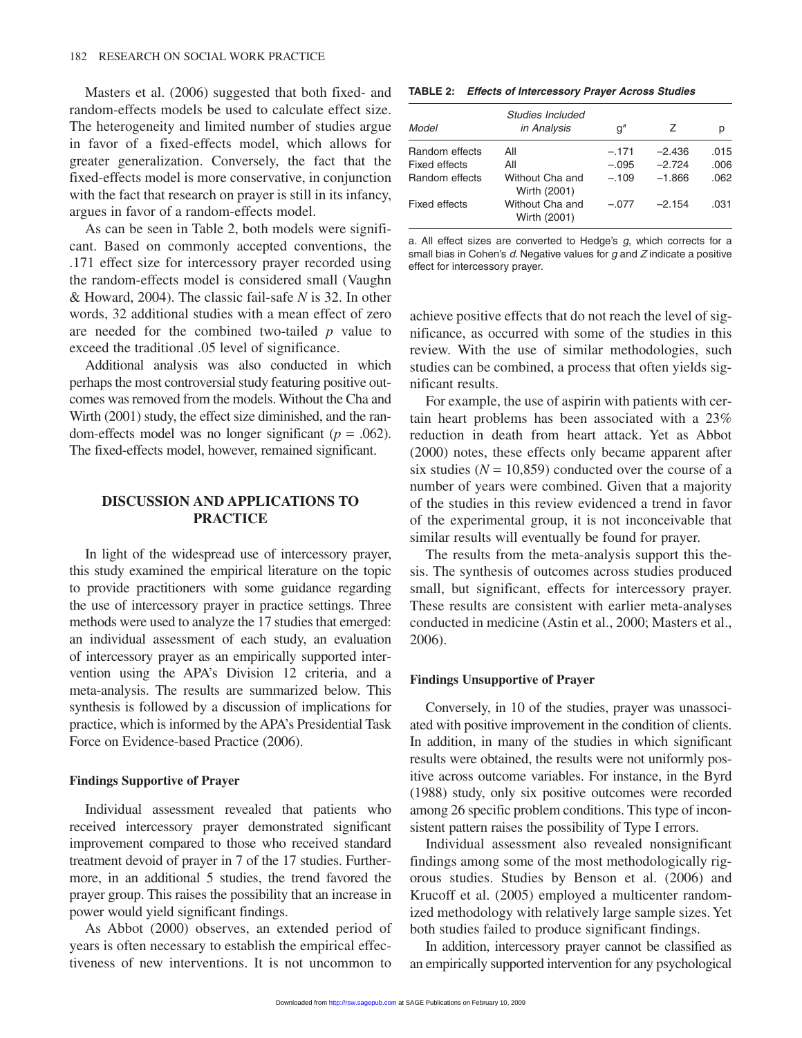Masters et al. (2006) suggested that both fixed- and random-effects models be used to calculate effect size. The heterogeneity and limited number of studies argue in favor of a fixed-effects model, which allows for greater generalization. Conversely, the fact that the fixed-effects model is more conservative, in conjunction with the fact that research on prayer is still in its infancy, argues in favor of a random-effects model.

As can be seen in Table 2, both models were significant. Based on commonly accepted conventions, the .171 effect size for intercessory prayer recorded using the random-effects model is considered small (Vaughn & Howard, 2004). The classic fail-safe *N* is 32. In other words, 32 additional studies with a mean effect of zero are needed for the combined two-tailed *p* value to exceed the traditional .05 level of significance.

Additional analysis was also conducted in which perhaps the most controversial study featuring positive outcomes was removed from the models. Without the Cha and Wirth (2001) study, the effect size diminished, and the random-effects model was no longer significant ($p = .062$). The fixed-effects model, however, remained significant.

**TABLE 2: *Effects of Intercessory Prayer Across Studies***

| *Model* | *Studies Included in Analysis* | g[a] | Z | p |
|---|---|---|---|---|
| Random effects | All | –.171 | –2.436 | .015 |
| Fixed effects | All | –.095 | –2.724 | .006 |
| Random effects | Without Cha and Wirth (2001) | –.109 | –1.866 | .062 |
| Fixed effects | Without Cha and Wirth (2001) | –.077 | –2.154 | .031 |

a. All effect sizes are converted to Hedge's *g*, which corrects for a small bias in Cohen's *d*. Negative values for *g* and *Z* indicate a positive effect for intercessory prayer.

## DISCUSSION AND APPLICATIONS TO PRACTICE

In light of the widespread use of intercessory prayer, this study examined the empirical literature on the topic to provide practitioners with some guidance regarding the use of intercessory prayer in practice settings. Three methods were used to analyze the 17 studies that emerged: an individual assessment of each study, an evaluation of intercessory prayer as an empirically supported intervention using the APA's Division 12 criteria, and a meta-analysis. The results are summarized below. This synthesis is followed by a discussion of implications for practice, which is informed by the APA's Presidential Task Force on Evidence-based Practice (2006).

### Findings Supportive of Prayer

Individual assessment revealed that patients who received intercessory prayer demonstrated significant improvement compared to those who received standard treatment devoid of prayer in 7 of the 17 studies. Furthermore, in an additional 5 studies, the trend favored the prayer group. This raises the possibility that an increase in power would yield significant findings.

As Abbot (2000) observes, an extended period of years is often necessary to establish the empirical effectiveness of new interventions. It is not uncommon to achieve positive effects that do not reach the level of significance, as occurred with some of the studies in this review. With the use of similar methodologies, such studies can be combined, a process that often yields significant results.

For example, the use of aspirin with patients with certain heart problems has been associated with a 23% reduction in death from heart attack. Yet as Abbot (2000) notes, these effects only became apparent after six studies ($N = 10{,}859$) conducted over the course of a number of years were combined. Given that a majority of the studies in this review evidenced a trend in favor of the experimental group, it is not inconceivable that similar results will eventually be found for prayer.

The results from the meta-analysis support this thesis. The synthesis of outcomes across studies produced small, but significant, effects for intercessory prayer. These results are consistent with earlier meta-analyses conducted in medicine (Astin et al., 2000; Masters et al., 2006).

### Findings Unsupportive of Prayer

Conversely, in 10 of the studies, prayer was unassociated with positive improvement in the condition of clients. In addition, in many of the studies in which significant results were obtained, the results were not uniformly positive across outcome variables. For instance, in the Byrd (1988) study, only six positive outcomes were recorded among 26 specific problem conditions. This type of inconsistent pattern raises the possibility of Type I errors.

Individual assessment also revealed nonsignificant findings among some of the most methodologically rigorous studies. Studies by Benson et al. (2006) and Krucoff et al. (2005) employed a multicenter randomized methodology with relatively large sample sizes. Yet both studies failed to produce significant findings.

In addition, intercessory prayer cannot be classified as an empirically supported intervention for any psychological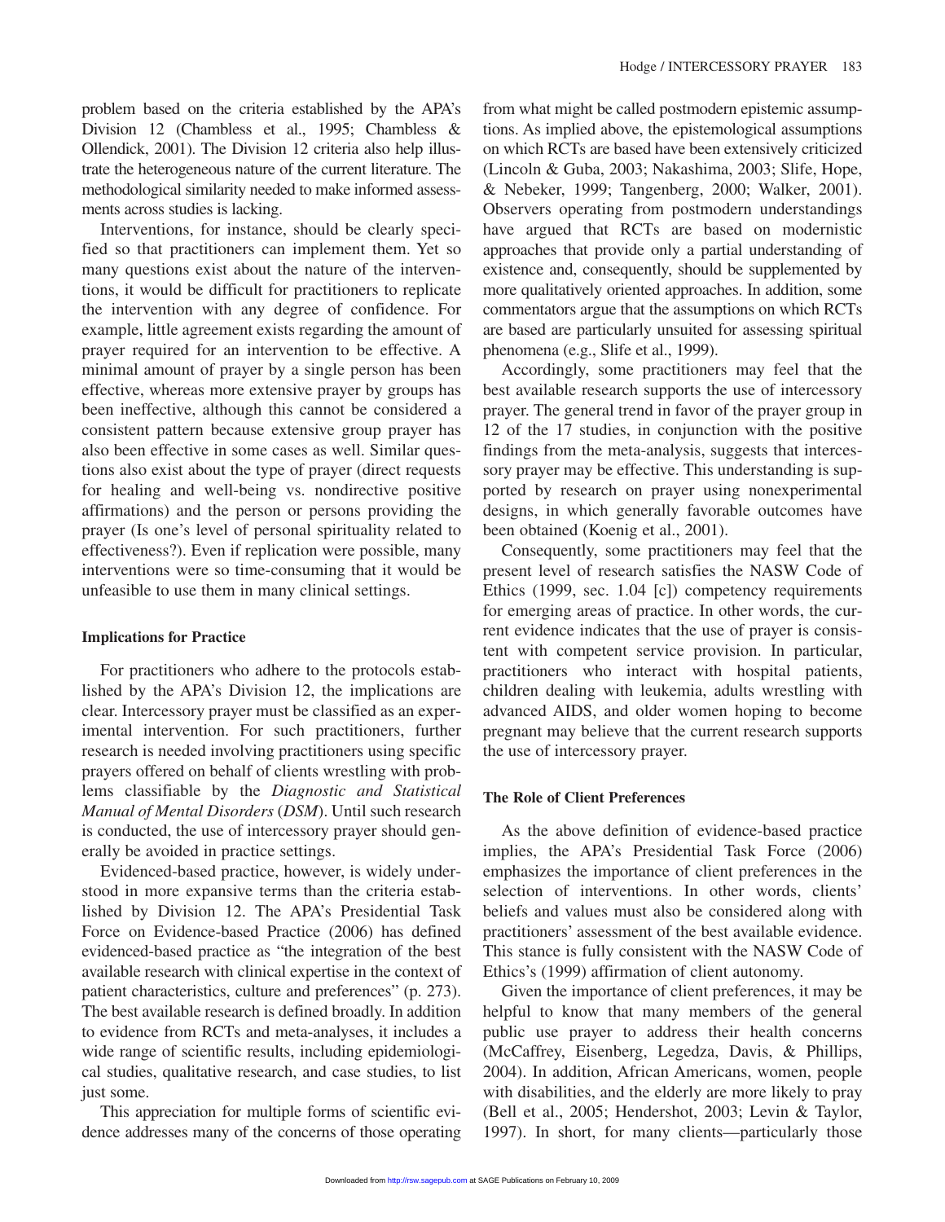problem based on the criteria established by the APA's Division 12 (Chambless et al., 1995; Chambless & Ollendick, 2001). The Division 12 criteria also help illustrate the heterogeneous nature of the current literature. The methodological similarity needed to make informed assessments across studies is lacking.

Interventions, for instance, should be clearly specified so that practitioners can implement them. Yet so many questions exist about the nature of the interventions, it would be difficult for practitioners to replicate the intervention with any degree of confidence. For example, little agreement exists regarding the amount of prayer required for an intervention to be effective. A minimal amount of prayer by a single person has been effective, whereas more extensive prayer by groups has been ineffective, although this cannot be considered a consistent pattern because extensive group prayer has also been effective in some cases as well. Similar questions also exist about the type of prayer (direct requests for healing and well-being vs. nondirective positive affirmations) and the person or persons providing the prayer (Is one's level of personal spirituality related to effectiveness?). Even if replication were possible, many interventions were so time-consuming that it would be unfeasible to use them in many clinical settings.

### Implications for Practice

For practitioners who adhere to the protocols established by the APA's Division 12, the implications are clear. Intercessory prayer must be classified as an experimental intervention. For such practitioners, further research is needed involving practitioners using specific prayers offered on behalf of clients wrestling with problems classifiable by the *Diagnostic and Statistical Manual of Mental Disorders* (*DSM*). Until such research is conducted, the use of intercessory prayer should generally be avoided in practice settings.

Evidenced-based practice, however, is widely understood in more expansive terms than the criteria established by Division 12. The APA's Presidential Task Force on Evidence-based Practice (2006) has defined evidenced-based practice as "the integration of the best available research with clinical expertise in the context of patient characteristics, culture and preferences" (p. 273). The best available research is defined broadly. In addition to evidence from RCTs and meta-analyses, it includes a wide range of scientific results, including epidemiological studies, qualitative research, and case studies, to list just some.

This appreciation for multiple forms of scientific evidence addresses many of the concerns of those operating from what might be called postmodern epistemic assumptions. As implied above, the epistemological assumptions on which RCTs are based have been extensively criticized (Lincoln & Guba, 2003; Nakashima, 2003; Slife, Hope, & Nebeker, 1999; Tangenberg, 2000; Walker, 2001). Observers operating from postmodern understandings have argued that RCTs are based on modernistic approaches that provide only a partial understanding of existence and, consequently, should be supplemented by more qualitatively oriented approaches. In addition, some commentators argue that the assumptions on which RCTs are based are particularly unsuited for assessing spiritual phenomena (e.g., Slife et al., 1999).

Accordingly, some practitioners may feel that the best available research supports the use of intercessory prayer. The general trend in favor of the prayer group in 12 of the 17 studies, in conjunction with the positive findings from the meta-analysis, suggests that intercessory prayer may be effective. This understanding is supported by research on prayer using nonexperimental designs, in which generally favorable outcomes have been obtained (Koenig et al., 2001).

Consequently, some practitioners may feel that the present level of research satisfies the NASW Code of Ethics (1999, sec. 1.04 [c]) competency requirements for emerging areas of practice. In other words, the current evidence indicates that the use of prayer is consistent with competent service provision. In particular, practitioners who interact with hospital patients, children dealing with leukemia, adults wrestling with advanced AIDS, and older women hoping to become pregnant may believe that the current research supports the use of intercessory prayer.

### The Role of Client Preferences

As the above definition of evidence-based practice implies, the APA's Presidential Task Force (2006) emphasizes the importance of client preferences in the selection of interventions. In other words, clients' beliefs and values must also be considered along with practitioners' assessment of the best available evidence. This stance is fully consistent with the NASW Code of Ethics's (1999) affirmation of client autonomy.

Given the importance of client preferences, it may be helpful to know that many members of the general public use prayer to address their health concerns (McCaffrey, Eisenberg, Legedza, Davis, & Phillips, 2004). In addition, African Americans, women, people with disabilities, and the elderly are more likely to pray (Bell et al., 2005; Hendershot, 2003; Levin & Taylor, 1997). In short, for many clients—particularly those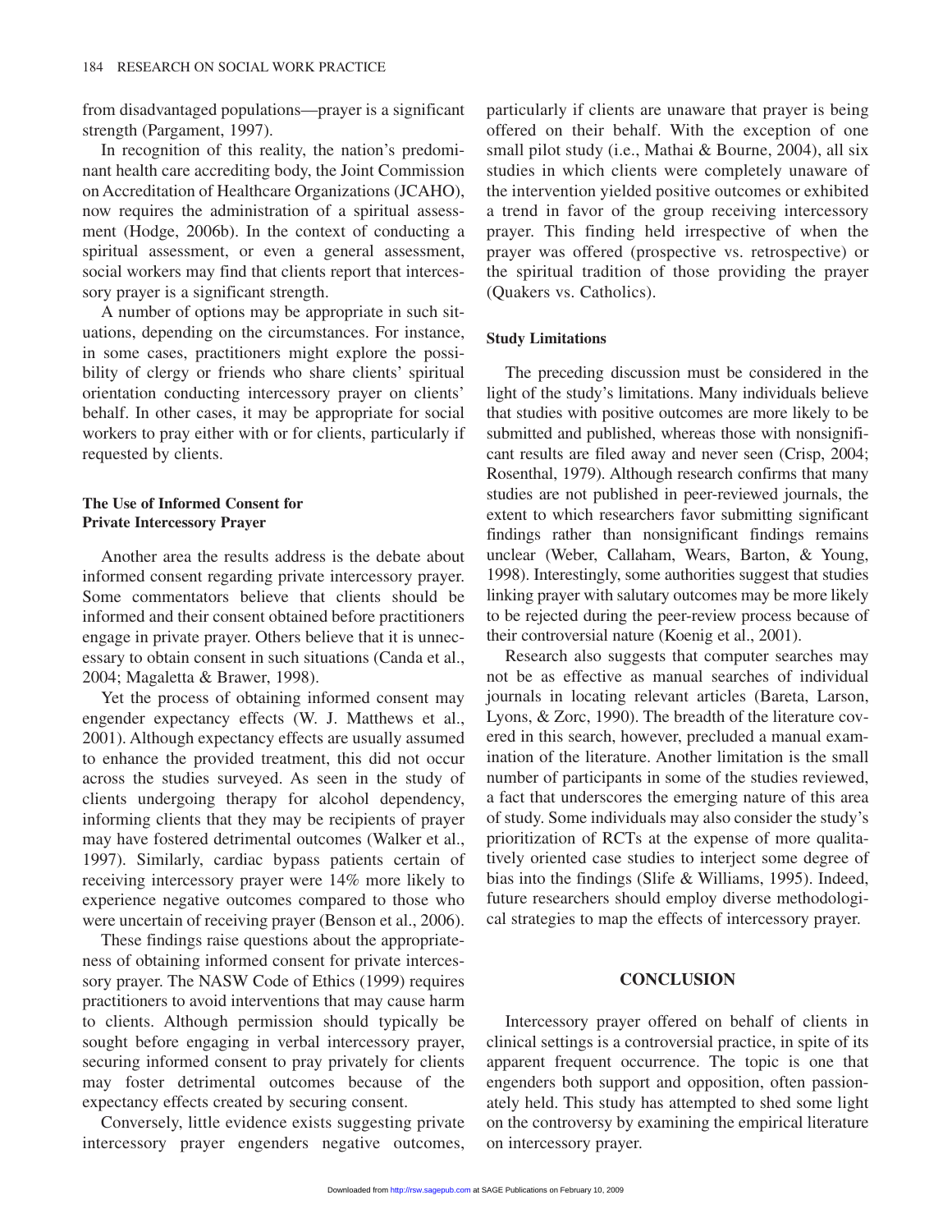from disadvantaged populations—prayer is a significant strength (Pargament, 1997).

In recognition of this reality, the nation's predominant health care accrediting body, the Joint Commission on Accreditation of Healthcare Organizations (JCAHO), now requires the administration of a spiritual assessment (Hodge, 2006b). In the context of conducting a spiritual assessment, or even a general assessment, social workers may find that clients report that intercessory prayer is a significant strength.

A number of options may be appropriate in such situations, depending on the circumstances. For instance, in some cases, practitioners might explore the possibility of clergy or friends who share clients' spiritual orientation conducting intercessory prayer on clients' behalf. In other cases, it may be appropriate for social workers to pray either with or for clients, particularly if requested by clients.

### The Use of Informed Consent for Private Intercessory Prayer

Another area the results address is the debate about informed consent regarding private intercessory prayer. Some commentators believe that clients should be informed and their consent obtained before practitioners engage in private prayer. Others believe that it is unnecessary to obtain consent in such situations (Canda et al., 2004; Magaletta & Brawer, 1998).

Yet the process of obtaining informed consent may engender expectancy effects (W. J. Matthews et al., 2001). Although expectancy effects are usually assumed to enhance the provided treatment, this did not occur across the studies surveyed. As seen in the study of clients undergoing therapy for alcohol dependency, informing clients that they may be recipients of prayer may have fostered detrimental outcomes (Walker et al., 1997). Similarly, cardiac bypass patients certain of receiving intercessory prayer were 14% more likely to experience negative outcomes compared to those who were uncertain of receiving prayer (Benson et al., 2006).

These findings raise questions about the appropriateness of obtaining informed consent for private intercessory prayer. The NASW Code of Ethics (1999) requires practitioners to avoid interventions that may cause harm to clients. Although permission should typically be sought before engaging in verbal intercessory prayer, securing informed consent to pray privately for clients may foster detrimental outcomes because of the expectancy effects created by securing consent.

Conversely, little evidence exists suggesting private intercessory prayer engenders negative outcomes, particularly if clients are unaware that prayer is being offered on their behalf. With the exception of one small pilot study (i.e., Mathai & Bourne, 2004), all six studies in which clients were completely unaware of the intervention yielded positive outcomes or exhibited a trend in favor of the group receiving intercessory prayer. This finding held irrespective of when the prayer was offered (prospective vs. retrospective) or the spiritual tradition of those providing the prayer (Quakers vs. Catholics).

### Study Limitations

The preceding discussion must be considered in the light of the study's limitations. Many individuals believe that studies with positive outcomes are more likely to be submitted and published, whereas those with nonsignificant results are filed away and never seen (Crisp, 2004; Rosenthal, 1979). Although research confirms that many studies are not published in peer-reviewed journals, the extent to which researchers favor submitting significant findings rather than nonsignificant findings remains unclear (Weber, Callaham, Wears, Barton, & Young, 1998). Interestingly, some authorities suggest that studies linking prayer with salutary outcomes may be more likely to be rejected during the peer-review process because of their controversial nature (Koenig et al., 2001).

Research also suggests that computer searches may not be as effective as manual searches of individual journals in locating relevant articles (Bareta, Larson, Lyons, & Zorc, 1990). The breadth of the literature covered in this search, however, precluded a manual examination of the literature. Another limitation is the small number of participants in some of the studies reviewed, a fact that underscores the emerging nature of this area of study. Some individuals may also consider the study's prioritization of RCTs at the expense of more qualitatively oriented case studies to interject some degree of bias into the findings (Slife & Williams, 1995). Indeed, future researchers should employ diverse methodological strategies to map the effects of intercessory prayer.

## CONCLUSION

Intercessory prayer offered on behalf of clients in clinical settings is a controversial practice, in spite of its apparent frequent occurrence. The topic is one that engenders both support and opposition, often passionately held. This study has attempted to shed some light on the controversy by examining the empirical literature on intercessory prayer.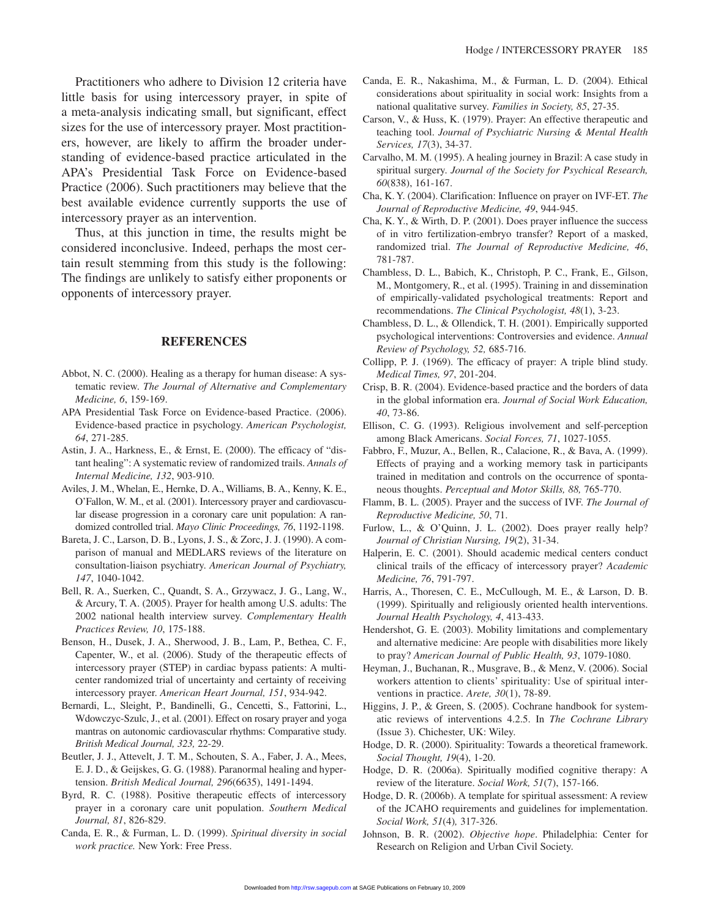Practitioners who adhere to Division 12 criteria have little basis for using intercessory prayer, in spite of a meta-analysis indicating small, but significant, effect sizes for the use of intercessory prayer. Most practitioners, however, are likely to affirm the broader understanding of evidence-based practice articulated in the APA's Presidential Task Force on Evidence-based Practice (2006). Such practitioners may believe that the best available evidence currently supports the use of intercessory prayer as an intervention.

Thus, at this junction in time, the results might be considered inconclusive. Indeed, perhaps the most certain result stemming from this study is the following: The findings are unlikely to satisfy either proponents or opponents of intercessory prayer.

## REFERENCES

Abbot, N. C. (2000). Healing as a therapy for human disease: A systematic review. *The Journal of Alternative and Complementary Medicine, 6*, 159-169.

APA Presidential Task Force on Evidence-based Practice. (2006). Evidence-based practice in psychology. *American Psychologist, 64*, 271-285.

Astin, J. A., Harkness, E., & Ernst, E. (2000). The efficacy of "distant healing": A systematic review of randomized trails. *Annals of Internal Medicine, 132*, 903-910.

Aviles, J. M., Whelan, E., Hernke, D. A., Williams, B. A., Kenny, K. E., O'Fallon, W. M., et al. (2001). Intercessory prayer and cardiovascular disease progression in a coronary care unit population: A randomized controlled trial. *Mayo Clinic Proceedings, 76*, 1192-1198.

Bareta, J. C., Larson, D. B., Lyons, J. S., & Zorc, J. J. (1990). A comparison of manual and MEDLARS reviews of the literature on consultation-liaison psychiatry. *American Journal of Psychiatry, 147*, 1040-1042.

Bell, R. A., Suerken, C., Quandt, S. A., Grzywacz, J. G., Lang, W., & Arcury, T. A. (2005). Prayer for health among U.S. adults: The 2002 national health interview survey. *Complementary Health Practices Review, 10*, 175-188.

Benson, H., Dusek, J. A., Sherwood, J. B., Lam, P., Bethea, C. F., Capenter, W., et al. (2006). Study of the therapeutic effects of intercessory prayer (STEP) in cardiac bypass patients: A multicenter randomized trial of uncertainty and certainty of receiving intercessory prayer. *American Heart Journal, 151*, 934-942.

Bernardi, L., Sleight, P., Bandinelli, G., Cencetti, S., Fattorini, L., Wdowczyc-Szulc, J., et al. (2001). Effect on rosary prayer and yoga mantras on autonomic cardiovascular rhythms: Comparative study. *British Medical Journal, 323,* 22-29.

Beutler, J. J., Attevelt, J. T. M., Schouten, S. A., Faber, J. A., Mees, E. J. D., & Geijskes, G. G. (1988). Paranormal healing and hypertension. *British Medical Journal, 296*(6635), 1491-1494.

Byrd, R. C. (1988). Positive therapeutic effects of intercessory prayer in a coronary care unit population. *Southern Medical Journal, 81*, 826-829.

Canda, E. R., & Furman, L. D. (1999). *Spiritual diversity in social work practice.* New York: Free Press.

Canda, E. R., Nakashima, M., & Furman, L. D. (2004). Ethical considerations about spirituality in social work: Insights from a national qualitative survey. *Families in Society, 85*, 27-35.

Carson, V., & Huss, K. (1979). Prayer: An effective therapeutic and teaching tool. *Journal of Psychiatric Nursing & Mental Health Services, 17*(3), 34-37.

Carvalho, M. M. (1995). A healing journey in Brazil: A case study in spiritual surgery. *Journal of the Society for Psychical Research, 60*(838), 161-167.

Cha, K. Y. (2004). Clarification: Influence on prayer on IVF-ET. *The Journal of Reproductive Medicine, 49*, 944-945.

Cha, K. Y., & Wirth, D. P. (2001). Does prayer influence the success of in vitro fertilization-embryo transfer? Report of a masked, randomized trial. *The Journal of Reproductive Medicine, 46*, 781-787.

Chambless, D. L., Babich, K., Christoph, P. C., Frank, E., Gilson, M., Montgomery, R., et al. (1995). Training in and dissemination of empirically-validated psychological treatments: Report and recommendations. *The Clinical Psychologist, 48*(1), 3-23.

Chambless, D. L., & Ollendick, T. H. (2001). Empirically supported psychological interventions: Controversies and evidence. *Annual Review of Psychology, 52,* 685-716.

Collipp, P. J. (1969). The efficacy of prayer: A triple blind study. *Medical Times, 97*, 201-204.

Crisp, B. R. (2004). Evidence-based practice and the borders of data in the global information era. *Journal of Social Work Education, 40*, 73-86.

Ellison, C. G. (1993). Religious involvement and self-perception among Black Americans. *Social Forces, 71*, 1027-1055.

Fabbro, F., Muzur, A., Bellen, R., Calacione, R., & Bava, A. (1999). Effects of praying and a working memory task in participants trained in meditation and controls on the occurrence of spontaneous thoughts. *Perceptual and Motor Skills, 88,* 765-770.

Flamm, B. L. (2005). Prayer and the success of IVF. *The Journal of Reproductive Medicine, 50*, 71.

Furlow, L., & O'Quinn, J. L. (2002). Does prayer really help? *Journal of Christian Nursing, 19*(2), 31-34.

Halperin, E. C. (2001). Should academic medical centers conduct clinical trails of the efficacy of intercessory prayer? *Academic Medicine, 76*, 791-797.

Harris, A., Thoresen, C. E., McCullough, M. E., & Larson, D. B. (1999). Spiritually and religiously oriented health interventions. *Journal Health Psychology, 4*, 413-433.

Hendershot, G. E. (2003). Mobility limitations and complementary and alternative medicine: Are people with disabilities more likely to pray? *American Journal of Public Health, 93*, 1079-1080.

Heyman, J., Buchanan, R., Musgrave, B., & Menz, V. (2006). Social workers attention to clients' spirituality: Use of spiritual interventions in practice. *Arete, 30*(1), 78-89.

Higgins, J. P., & Green, S. (2005). Cochrane handbook for systematic reviews of interventions 4.2.5. In *The Cochrane Library* (Issue 3). Chichester, UK: Wiley.

Hodge, D. R. (2000). Spirituality: Towards a theoretical framework. *Social Thought, 19*(4), 1-20.

Hodge, D. R. (2006a). Spiritually modified cognitive therapy: A review of the literature. *Social Work, 51*(7), 157-166.

Hodge, D. R. (2006b). A template for spiritual assessment: A review of the JCAHO requirements and guidelines for implementation. *Social Work, 51*(4)*,* 317-326.

Johnson, B. R. (2002). *Objective hope*. Philadelphia: Center for Research on Religion and Urban Civil Society.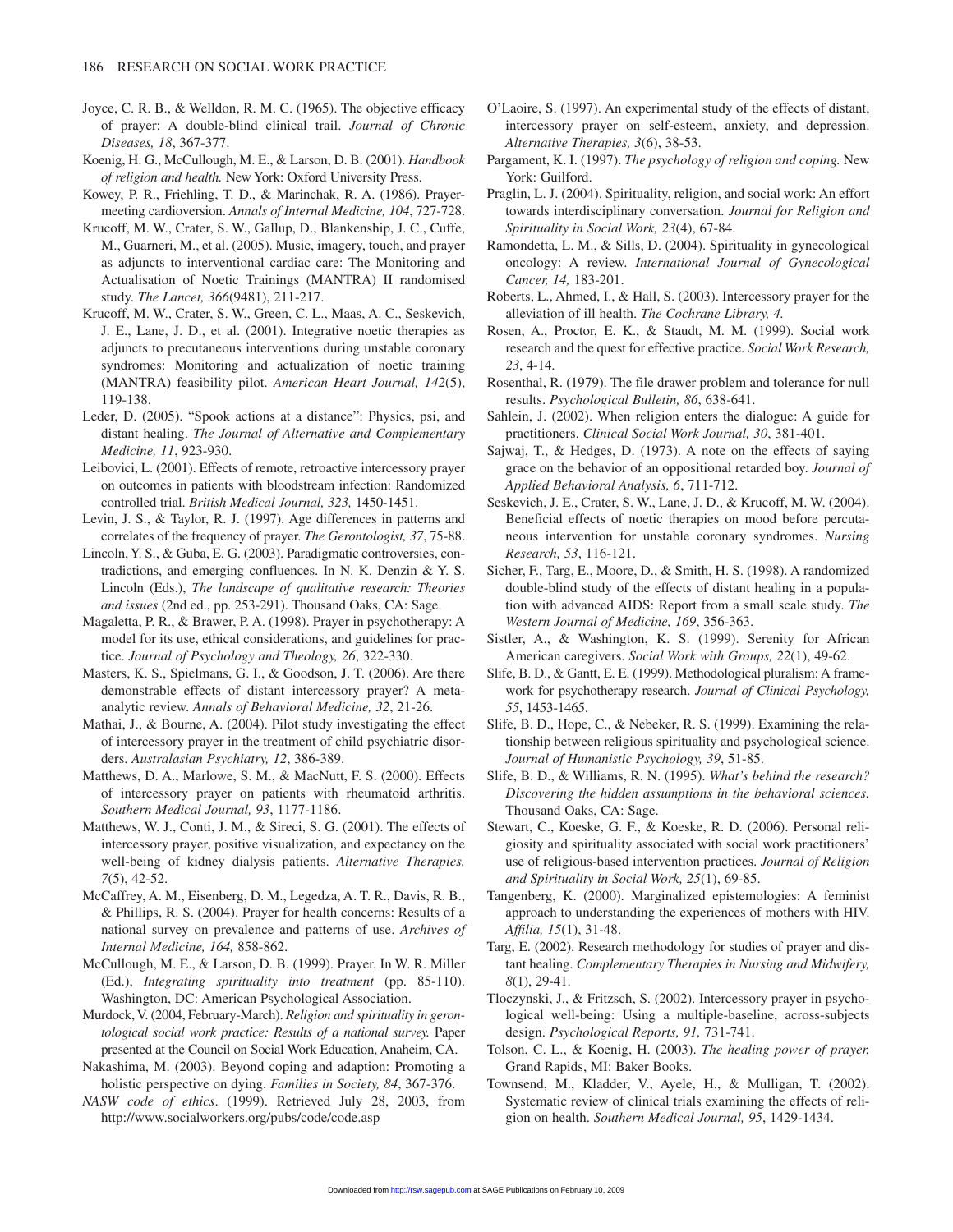Joyce, C. R. B., & Welldon, R. M. C. (1965). The objective efficacy of prayer: A double-blind clinical trail. *Journal of Chronic Diseases, 18*, 367-377.

Koenig, H. G., McCullough, M. E., & Larson, D. B. (2001). *Handbook of religion and health.* New York: Oxford University Press.

Kowey, P. R., Friehling, T. D., & Marinchak, R. A. (1986). Prayer-meeting cardioversion. *Annals of Internal Medicine, 104*, 727-728.

Krucoff, M. W., Crater, S. W., Gallup, D., Blankenship, J. C., Cuffe, M., Guarneri, M., et al. (2005). Music, imagery, touch, and prayer as adjuncts to interventional cardiac care: The Monitoring and Actualisation of Noetic Trainings (MANTRA) II randomised study. *The Lancet, 366*(9481), 211-217.

Krucoff, M. W., Crater, S. W., Green, C. L., Maas, A. C., Seskevich, J. E., Lane, J. D., et al. (2001). Integrative noetic therapies as adjuncts to precutaneous interventions during unstable coronary syndromes: Monitoring and actualization of noetic training (MANTRA) feasibility pilot. *American Heart Journal, 142*(5), 119-138.

Leder, D. (2005). "Spook actions at a distance": Physics, psi, and distant healing. *The Journal of Alternative and Complementary Medicine, 11*, 923-930.

Leibovici, L. (2001). Effects of remote, retroactive intercessory prayer on outcomes in patients with bloodstream infection: Randomized controlled trial. *British Medical Journal, 323,* 1450-1451.

Levin, J. S., & Taylor, R. J. (1997). Age differences in patterns and correlates of the frequency of prayer. *The Gerontologist, 37*, 75-88.

Lincoln, Y. S., & Guba, E. G. (2003). Paradigmatic controversies, contradictions, and emerging confluences. In N. K. Denzin & Y. S. Lincoln (Eds.), *The landscape of qualitative research: Theories and issues* (2nd ed., pp. 253-291). Thousand Oaks, CA: Sage.

Magaletta, P. R., & Brawer, P. A. (1998). Prayer in psychotherapy: A model for its use, ethical considerations, and guidelines for practice. *Journal of Psychology and Theology, 26*, 322-330.

Masters, K. S., Spielmans, G. I., & Goodson, J. T. (2006). Are there demonstrable effects of distant intercessory prayer? A meta-analytic review. *Annals of Behavioral Medicine, 32*, 21-26.

Mathai, J., & Bourne, A. (2004). Pilot study investigating the effect of intercessory prayer in the treatment of child psychiatric disorders. *Australasian Psychiatry, 12*, 386-389.

Matthews, D. A., Marlowe, S. M., & MacNutt, F. S. (2000). Effects of intercessory prayer on patients with rheumatoid arthritis. *Southern Medical Journal, 93*, 1177-1186.

Matthews, W. J., Conti, J. M., & Sireci, S. G. (2001). The effects of intercessory prayer, positive visualization, and expectancy on the well-being of kidney dialysis patients. *Alternative Therapies, 7*(5), 42-52.

McCaffrey, A. M., Eisenberg, D. M., Legedza, A. T. R., Davis, R. B., & Phillips, R. S. (2004). Prayer for health concerns: Results of a national survey on prevalence and patterns of use. *Archives of Internal Medicine, 164,* 858-862.

McCullough, M. E., & Larson, D. B. (1999). Prayer. In W. R. Miller (Ed.), *Integrating spirituality into treatment* (pp. 85-110). Washington, DC: American Psychological Association.

Murdock, V. (2004, February-March). *Religion and spirituality in gerontological social work practice: Results of a national survey.* Paper presented at the Council on Social Work Education, Anaheim, CA.

Nakashima, M. (2003). Beyond coping and adaption: Promoting a holistic perspective on dying. *Families in Society, 84*, 367-376.

*NASW code of ethics*. (1999). Retrieved July 28, 2003, from http://www.socialworkers.org/pubs/code/code.asp

O'Laoire, S. (1997). An experimental study of the effects of distant, intercessory prayer on self-esteem, anxiety, and depression. *Alternative Therapies, 3*(6), 38-53.

Pargament, K. I. (1997). *The psychology of religion and coping.* New York: Guilford.

Praglin, L. J. (2004). Spirituality, religion, and social work: An effort towards interdisciplinary conversation. *Journal for Religion and Spirituality in Social Work, 23*(4), 67-84.

Ramondetta, L. M., & Sills, D. (2004). Spirituality in gynecological oncology: A review. *International Journal of Gynecological Cancer, 14,* 183-201.

Roberts, L., Ahmed, I., & Hall, S. (2003). Intercessory prayer for the alleviation of ill health. *The Cochrane Library, 4.*

Rosen, A., Proctor, E. K., & Staudt, M. M. (1999). Social work research and the quest for effective practice. *Social Work Research, 23*, 4-14.

Rosenthal, R. (1979). The file drawer problem and tolerance for null results. *Psychological Bulletin, 86*, 638-641.

Sahlein, J. (2002). When religion enters the dialogue: A guide for practitioners. *Clinical Social Work Journal, 30*, 381-401.

Sajwaj, T., & Hedges, D. (1973). A note on the effects of saying grace on the behavior of an oppositional retarded boy. *Journal of Applied Behavioral Analysis, 6*, 711-712.

Seskevich, J. E., Crater, S. W., Lane, J. D., & Krucoff, M. W. (2004). Beneficial effects of noetic therapies on mood before percutaneous intervention for unstable coronary syndromes. *Nursing Research, 53*, 116-121.

Sicher, F., Targ, E., Moore, D., & Smith, H. S. (1998). A randomized double-blind study of the effects of distant healing in a population with advanced AIDS: Report from a small scale study. *The Western Journal of Medicine, 169*, 356-363.

Sistler, A., & Washington, K. S. (1999). Serenity for African American caregivers. *Social Work with Groups, 22*(1), 49-62.

Slife, B. D., & Gantt, E. E. (1999). Methodological pluralism: A framework for psychotherapy research. *Journal of Clinical Psychology, 55*, 1453-1465.

Slife, B. D., Hope, C., & Nebeker, R. S. (1999). Examining the relationship between religious spirituality and psychological science. *Journal of Humanistic Psychology, 39*, 51-85.

Slife, B. D., & Williams, R. N. (1995). *What's behind the research? Discovering the hidden assumptions in the behavioral sciences.* Thousand Oaks, CA: Sage.

Stewart, C., Koeske, G. F., & Koeske, R. D. (2006). Personal religiosity and spirituality associated with social work practitioners' use of religious-based intervention practices. *Journal of Religion and Spirituality in Social Work, 25*(1), 69-85.

Tangenberg, K. (2000). Marginalized epistemologies: A feminist approach to understanding the experiences of mothers with HIV. *Affilia, 15*(1), 31-48.

Targ, E. (2002). Research methodology for studies of prayer and distant healing. *Complementary Therapies in Nursing and Midwifery, 8*(1), 29-41.

Tloczynski, J., & Fritzsch, S. (2002). Intercessory prayer in psychological well-being: Using a multiple-baseline, across-subjects design. *Psychological Reports, 91,* 731-741.

Tolson, C. L., & Koenig, H. (2003). *The healing power of prayer.* Grand Rapids, MI: Baker Books.

Townsend, M., Kladder, V., Ayele, H., & Mulligan, T. (2002). Systematic review of clinical trials examining the effects of religion on health. *Southern Medical Journal, 95*, 1429-1434.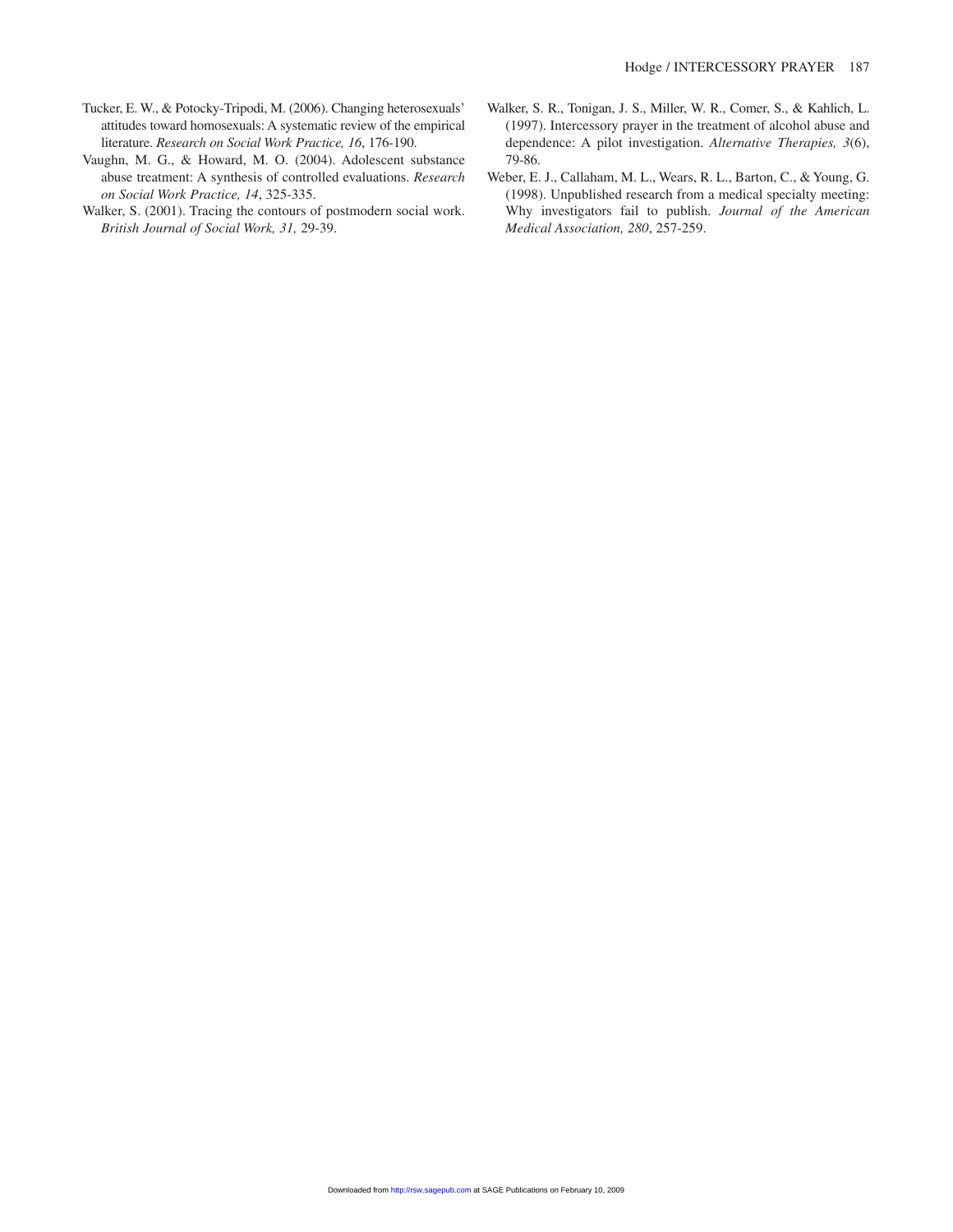Tucker, E. W., & Potocky-Tripodi, M. (2006). Changing heterosexuals' attitudes toward homosexuals: A systematic review of the empirical literature. *Research on Social Work Practice, 16*, 176-190.

Vaughn, M. G., & Howard, M. O. (2004). Adolescent substance abuse treatment: A synthesis of controlled evaluations. *Research on Social Work Practice, 14*, 325-335.

Walker, S. (2001). Tracing the contours of postmodern social work. *British Journal of Social Work, 31,* 29-39.

Walker, S. R., Tonigan, J. S., Miller, W. R., Comer, S., & Kahlich, L. (1997). Intercessory prayer in the treatment of alcohol abuse and dependence: A pilot investigation. *Alternative Therapies, 3*(6), 79-86.

Weber, E. J., Callaham, M. L., Wears, R. L., Barton, C., & Young, G. (1998). Unpublished research from a medical specialty meeting: Why investigators fail to publish. *Journal of the American Medical Association, 280*, 257-259.